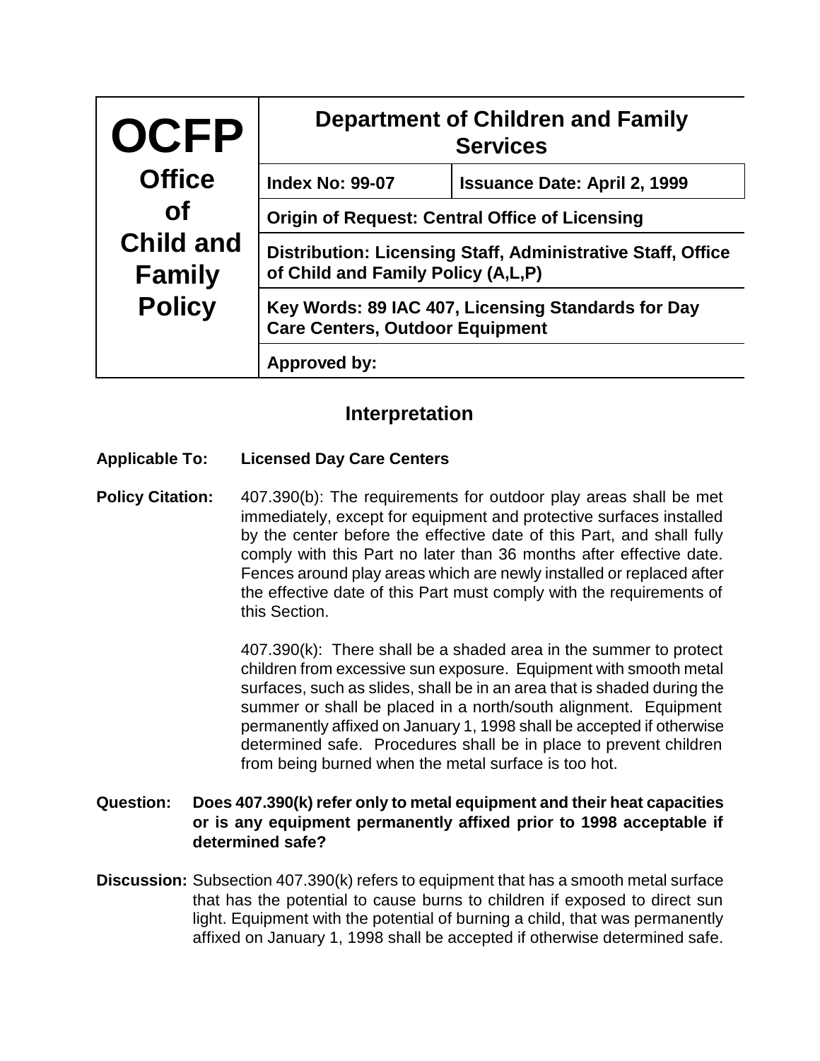| **OCFP** **Office of Child and Family Policy** | **Department of Children and Family Services** | |
|---|---|---|
| | **Index No: 99-07** | **Issuance Date: April 2, 1999** |
| | **Origin of Request: Central Office of Licensing** | |
| | **Distribution: Licensing Staff, Administrative Staff, Office of Child and Family Policy (A,L,P)** | |
| | **Key Words: 89 IAC 407, Licensing Standards for Day Care Centers, Outdoor Equipment** | |
| | **Approved by:** | |

## Interpretation

**Applicable To:** **Licensed Day Care Centers**

**Policy Citation:** 407.390(b): The requirements for outdoor play areas shall be met immediately, except for equipment and protective surfaces installed by the center before the effective date of this Part, and shall fully comply with this Part no later than 36 months after effective date. Fences around play areas which are newly installed or replaced after the effective date of this Part must comply with the requirements of this Section.

407.390(k): There shall be a shaded area in the summer to protect children from excessive sun exposure. Equipment with smooth metal surfaces, such as slides, shall be in an area that is shaded during the summer or shall be placed in a north/south alignment. Equipment permanently affixed on January 1, 1998 shall be accepted if otherwise determined safe. Procedures shall be in place to prevent children from being burned when the metal surface is too hot.

**Question:** **Does 407.390(k) refer only to metal equipment and their heat capacities or is any equipment permanently affixed prior to 1998 acceptable if determined safe?**

**Discussion:** Subsection 407.390(k) refers to equipment that has a smooth metal surface that has the potential to cause burns to children if exposed to direct sun light. Equipment with the potential of burning a child, that was permanently affixed on January 1, 1998 shall be accepted if otherwise determined safe.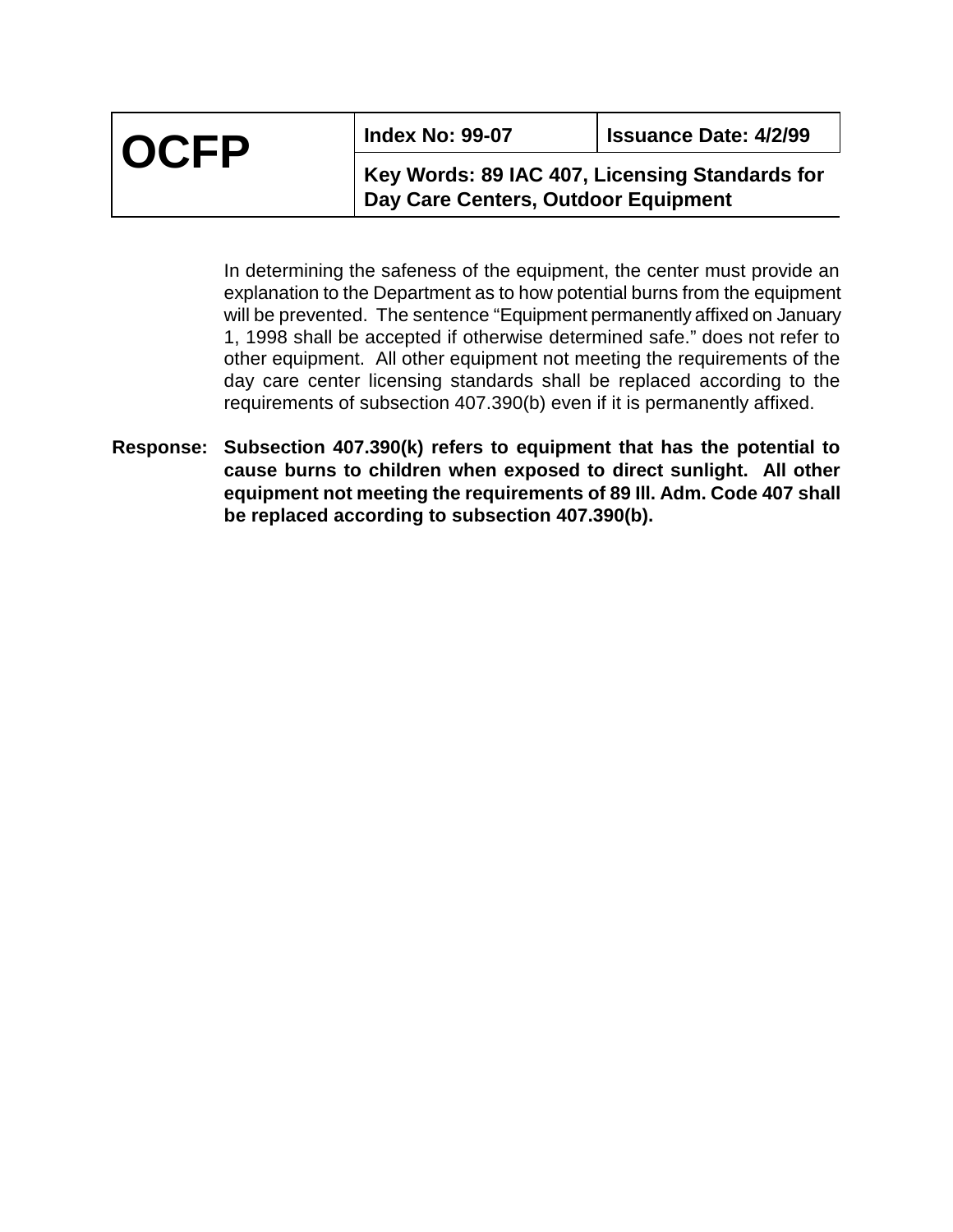| OCFP | Index No: 99-07 | Issuance Date: 4/2/99 |
| --- | --- | --- |
| | Key Words: 89 IAC 407, Licensing Standards for Day Care Centers, Outdoor Equipment | |

In determining the safeness of the equipment, the center must provide an explanation to the Department as to how potential burns from the equipment will be prevented. The sentence "Equipment permanently affixed on January 1, 1998 shall be accepted if otherwise determined safe." does not refer to other equipment. All other equipment not meeting the requirements of the day care center licensing standards shall be replaced according to the requirements of subsection 407.390(b) even if it is permanently affixed.

**Response:** **Subsection 407.390(k) refers to equipment that has the potential to cause burns to children when exposed to direct sunlight. All other equipment not meeting the requirements of 89 Ill. Adm. Code 407 shall be replaced according to subsection 407.390(b).**